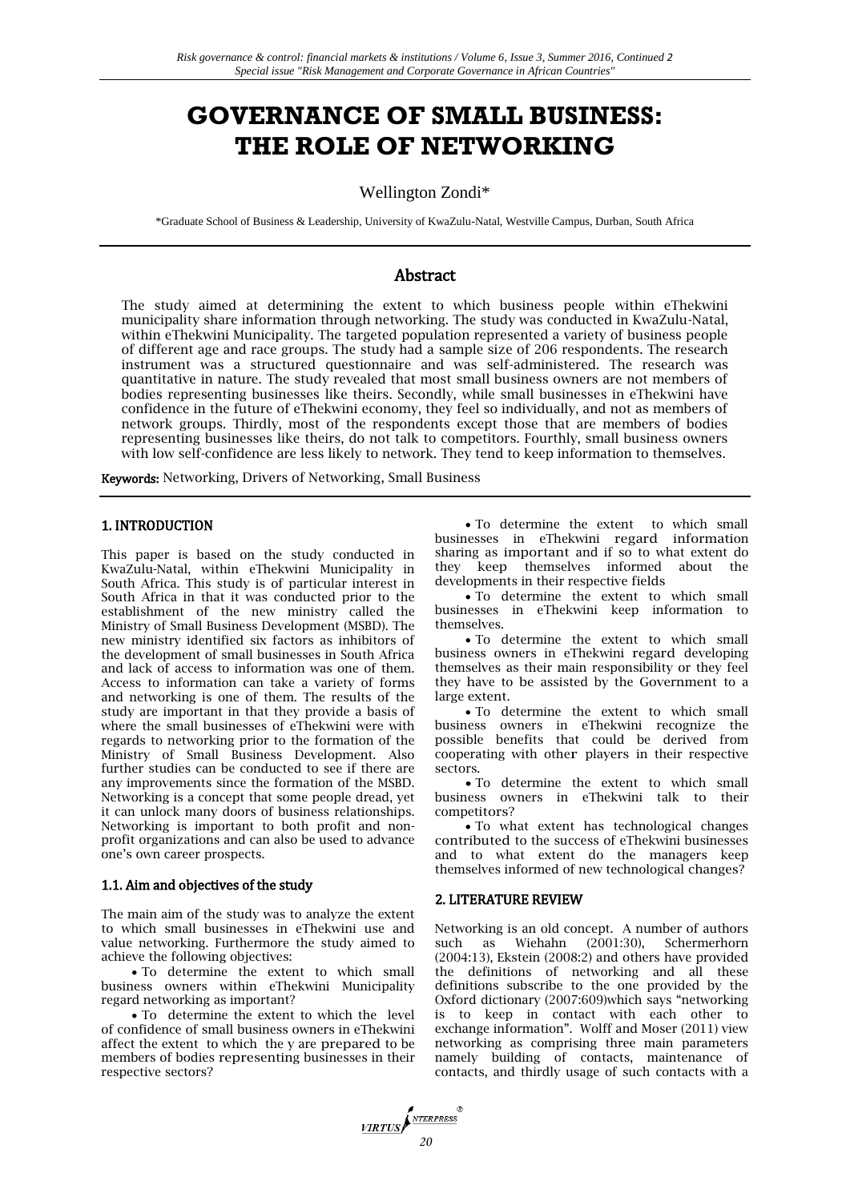# GOVERNANCE OF SMALL BUSINESS: THE ROLE OF NETWORKING

Wellington Zondi*

*Graduate School of Business & Leadership, University of KwaZulu-Natal, Westville Campus, Durban, South Africa

## Abstract

The study aimed at determining the extent to which business people within eThekwini municipality share information through networking. The study was conducted in KwaZulu-Natal, within eThekwini Municipality. The targeted population represented a variety of business people of different age and race groups. The study had a sample size of 206 respondents. The research instrument was a structured questionnaire and was self-administered. The research was quantitative in nature. The study revealed that most small business owners are not members of bodies representing businesses like theirs. Secondly, while small businesses in eThekwini have confidence in the future of eThekwini economy, they feel so individually, and not as members of network groups. Thirdly, most of the respondents except those that are members of bodies representing businesses like theirs, do not talk to competitors. Fourthly, small business owners with low self-confidence are less likely to network. They tend to keep information to themselves.

**Keywords:** Networking, Drivers of Networking, Small Business

## 1. INTRODUCTION

This paper is based on the study conducted in KwaZulu-Natal, within eThekwini Municipality in South Africa. This study is of particular interest in South Africa in that it was conducted prior to the establishment of the new ministry called the Ministry of Small Business Development (MSBD). The new ministry identified six factors as inhibitors of the development of small businesses in South Africa and lack of access to information was one of them. Access to information can take a variety of forms and networking is one of them. The results of the study are important in that they provide a basis of where the small businesses of eThekwini were with regards to networking prior to the formation of the Ministry of Small Business Development. Also further studies can be conducted to see if there are any improvements since the formation of the MSBD. Networking is a concept that some people dread, yet it can unlock many doors of business relationships. Networking is important to both profit and non-profit organizations and can also be used to advance one's own career prospects.

### 1.1. Aim and objectives of the study

The main aim of the study was to analyze the extent to which small businesses in eThekwini use and value networking. Furthermore the study aimed to achieve the following objectives:

- To determine the extent to which small business owners within eThekwini Municipality regard networking as important?
- To determine the extent to which the level of confidence of small business owners in eThekwini affect the extent to which the y are prepared to be members of bodies representing businesses in their respective sectors?
- To determine the extent to which small businesses in eThekwini regard information sharing as important and if so to what extent do they keep themselves informed about the developments in their respective fields
- To determine the extent to which small businesses in eThekwini keep information to themselves.
- To determine the extent to which small business owners in eThekwini regard developing themselves as their main responsibility or they feel they have to be assisted by the Government to a large extent.
- To determine the extent to which small business owners in eThekwini recognize the possible benefits that could be derived from cooperating with other players in their respective sectors.
- To determine the extent to which small business owners in eThekwini talk to their competitors?
- To what extent has technological changes contributed to the success of eThekwini businesses and to what extent do the managers keep themselves informed of new technological changes?

## 2. LITERATURE REVIEW

Networking is an old concept. A number of authors such as Wiehahn (2001:30), Schermerhorn (2004:13), Ekstein (2008:2) and others have provided the definitions of networking and all these definitions subscribe to the one provided by the Oxford dictionary (2007:609)which says "networking is to keep in contact with each other to exchange information". Wolff and Moser (2011) view networking as comprising three main parameters namely building of contacts, maintenance of contacts, and thirdly usage of such contacts with a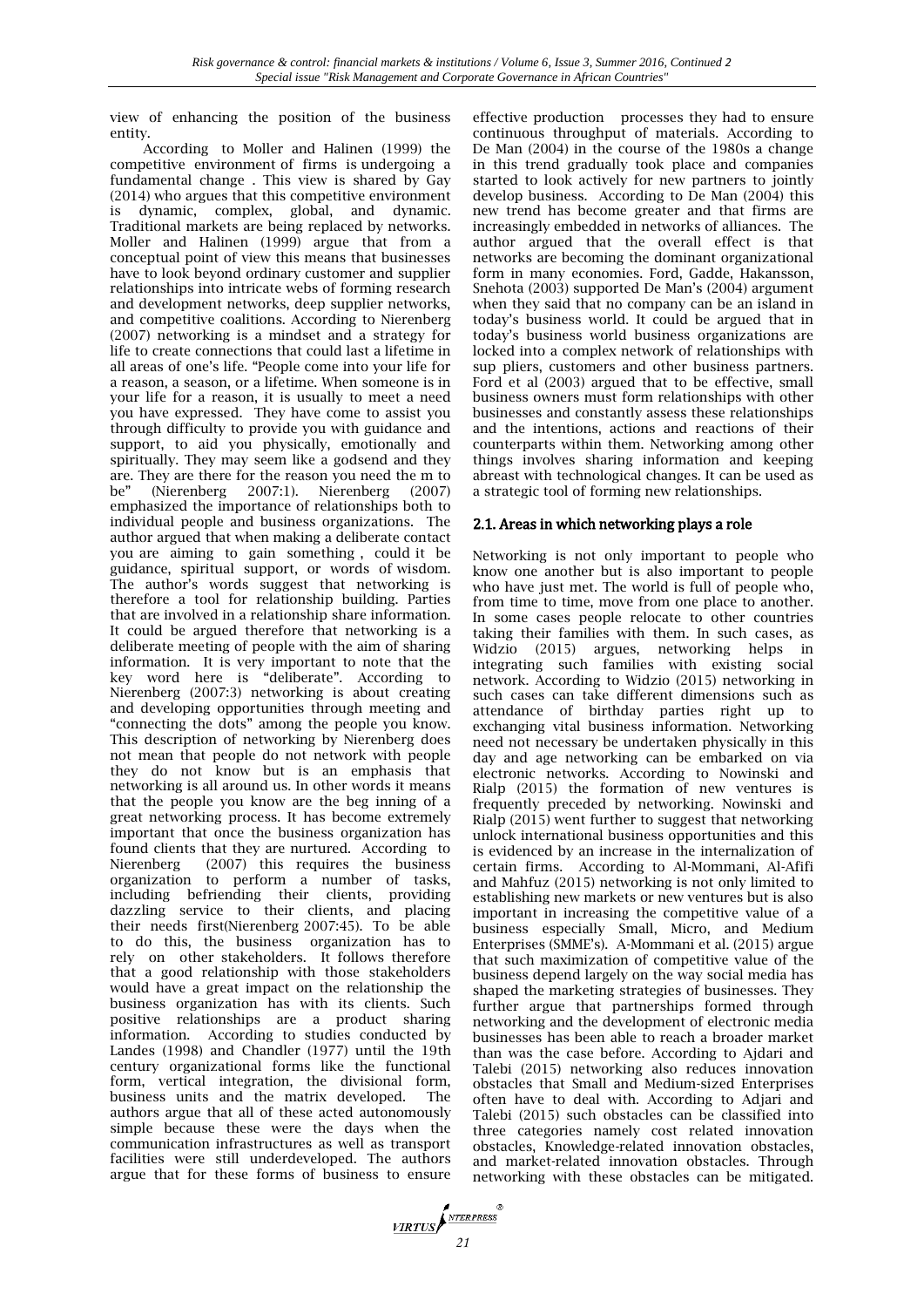view of enhancing the position of the business entity.

According to Moller and Halinen (1999) the competitive environment of firms is undergoing a fundamental change . This view is shared by Gay (2014) who argues that this competitive environment is dynamic, complex, global, and dynamic. Traditional markets are being replaced by networks. Moller and Halinen (1999) argue that from a conceptual point of view this means that businesses have to look beyond ordinary customer and supplier relationships into intricate webs of forming research and development networks, deep supplier networks, and competitive coalitions. According to Nierenberg (2007) networking is a mindset and a strategy for life to create connections that could last a lifetime in all areas of one's life. "People come into your life for a reason, a season, or a lifetime. When someone is in your life for a reason, it is usually to meet a need you have expressed. They have come to assist you through difficulty to provide you with guidance and support, to aid you physically, emotionally and spiritually. They may seem like a godsend and they are. They are there for the reason you need the m to be" (Nierenberg 2007:1). Nierenberg (2007) emphasized the importance of relationships both to individual people and business organizations. The author argued that when making a deliberate contact you are aiming to gain something , could it be guidance, spiritual support, or words of wisdom. The author's words suggest that networking is therefore a tool for relationship building. Parties that are involved in a relationship share information. It could be argued therefore that networking is a deliberate meeting of people with the aim of sharing information. It is very important to note that the key word here is "deliberate". According to Nierenberg (2007:3) networking is about creating and developing opportunities through meeting and "connecting the dots" among the people you know. This description of networking by Nierenberg does not mean that people do not network with people they do not know but is an emphasis that networking is all around us. In other words it means that the people you know are the beg inning of a great networking process. It has become extremely important that once the business organization has found clients that they are nurtured. According to Nierenberg (2007) this requires the business organization to perform a number of tasks, including befriending their clients, providing dazzling service to their clients, and placing their needs first(Nierenberg 2007:45). To be able to do this, the business organization has to rely on other stakeholders. It follows therefore that a good relationship with those stakeholders would have a great impact on the relationship the business organization has with its clients. Such positive relationships are a product sharing information. According to studies conducted by Landes (1998) and Chandler (1977) until the 19th century organizational forms like the functional form, vertical integration, the divisional form, business units and the matrix developed. The authors argue that all of these acted autonomously simple because these were the days when the communication infrastructures as well as transport facilities were still underdeveloped. The authors argue that for these forms of business to ensure effective production processes they had to ensure continuous throughput of materials. According to De Man (2004) in the course of the 1980s a change in this trend gradually took place and companies started to look actively for new partners to jointly develop business. According to De Man (2004) this new trend has become greater and that firms are increasingly embedded in networks of alliances. The author argued that the overall effect is that networks are becoming the dominant organizational form in many economies. Ford, Gadde, Hakansson, Snehota (2003) supported De Man's (2004) argument when they said that no company can be an island in today's business world. It could be argued that in today's business world business organizations are locked into a complex network of relationships with sup pliers, customers and other business partners. Ford et al (2003) argued that to be effective, small business owners must form relationships with other businesses and constantly assess these relationships and the intentions, actions and reactions of their counterparts within them. Networking among other things involves sharing information and keeping abreast with technological changes. It can be used as a strategic tool of forming new relationships.

## 2.1. Areas in which networking plays a role

Networking is not only important to people who know one another but is also important to people who have just met. The world is full of people who, from time to time, move from one place to another. In some cases people relocate to other countries taking their families with them. In such cases, as Widzio (2015) argues, networking helps in integrating such families with existing social network. According to Widzio (2015) networking in such cases can take different dimensions such as attendance of birthday parties right up to exchanging vital business information. Networking need not necessary be undertaken physically in this day and age networking can be embarked on via electronic networks. According to Nowinski and Rialp (2015) the formation of new ventures is frequently preceded by networking. Nowinski and Rialp (2015) went further to suggest that networking unlock international business opportunities and this is evidenced by an increase in the internalization of certain firms. According to Al-Mommani, Al-Afifi and Mahfuz (2015) networking is not only limited to establishing new markets or new ventures but is also important in increasing the competitive value of a business especially Small, Micro, and Medium Enterprises (SMME's). A-Mommani et al. (2015) argue that such maximization of competitive value of the business depend largely on the way social media has shaped the marketing strategies of businesses. They further argue that partnerships formed through networking and the development of electronic media businesses has been able to reach a broader market than was the case before. According to Ajdari and Talebi (2015) networking also reduces innovation obstacles that Small and Medium-sized Enterprises often have to deal with. According to Adjari and Talebi (2015) such obstacles can be classified into three categories namely cost related innovation obstacles, Knowledge-related innovation obstacles, and market-related innovation obstacles. Through networking with these obstacles can be mitigated.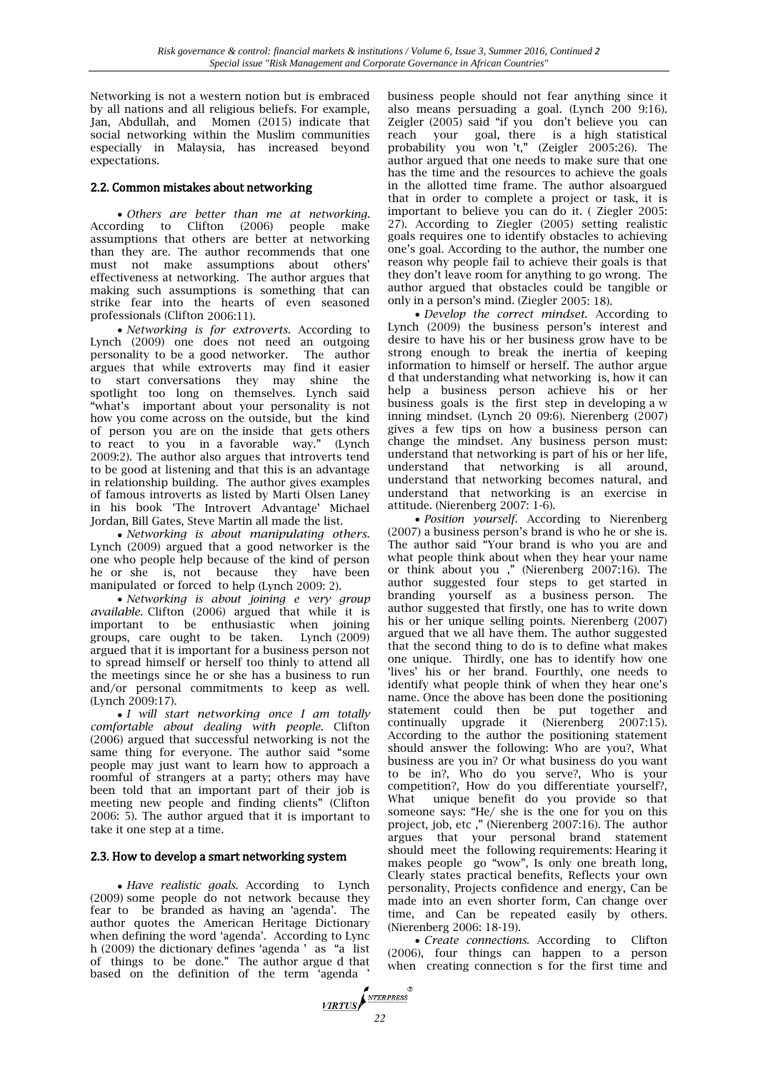Networking is not a western notion but is embraced by all nations and all religious beliefs. For example, Jan, Abdullah, and Momen (2015) indicate that social networking within the Muslim communities especially in Malaysia, has increased beyond expectations.

## 2.2. Common mistakes about networking

- *Others are better than me at networking.* According to Clifton (2006) people make assumptions that others are better at networking than they are. The author recommends that one must not make assumptions about others' effectiveness at networking. The author argues that making such assumptions is something that can strike fear into the hearts of even seasoned professionals (Clifton 2006:11).
- *Networking is for extroverts.* According to Lynch (2009) one does not need an outgoing personality to be a good networker. The author argues that while extroverts may find it easier to start conversations they may shine the spotlight too long on themselves. Lynch said "what's important about your personality is not how you come across on the outside, but the kind of person you are on the inside that gets others to react to you in a favorable way." (Lynch 2009:2). The author also argues that introverts tend to be good at listening and that this is an advantage in relationship building. The author gives examples of famous introverts as listed by Marti Olsen Laney in his book 'The Introvert Advantage' Michael Jordan, Bill Gates, Steve Martin all made the list.
- *Networking is about manipulating others.* Lynch (2009) argued that a good networker is the one who people help because of the kind of person he or she is, not because they have been manipulated or forced to help (Lynch 2009: 2).
- *Networking is about joining e very group available.* Clifton (2006) argued that while it is important to be enthusiastic when joining groups, care ought to be taken. Lynch (2009) argued that it is important for a business person not to spread himself or herself too thinly to attend all the meetings since he or she has a business to run and/or personal commitments to keep as well. (Lynch 2009:17).
- *I will start networking once I am totally comfortable about dealing with people.* Clifton (2006) argued that successful networking is not the same thing for everyone. The author said "some people may just want to learn how to approach a roomful of strangers at a party; others may have been told that an important part of their job is meeting new people and finding clients" (Clifton 2006: 5). The author argued that it is important to take it one step at a time.

## 2.3. How to develop a smart networking system

- *Have realistic goals.* According to Lynch (2009) some people do not network because they fear to be branded as having an 'agenda'. The author quotes the American Heritage Dictionary when defining the word 'agenda'. According to Lync h (2009) the dictionary defines 'agenda ' as "a list of things to be done." The author argue d that based on the definition of the term 'agenda ' business people should not fear anything since it also means persuading a goal. (Lynch 200 9:16). Zeigler (2005) said "if you don't believe you can reach your goal, there is a high statistical probability you won 't," (Zeigler 2005:26). The author argued that one needs to make sure that one has the time and the resources to achieve the goals in the allotted time frame. The author alsoargued that in order to complete a project or task, it is important to believe you can do it. ( Ziegler 2005: 27). According to Ziegler (2005) setting realistic goals requires one to identify obstacles to achieving one's goal. According to the author, the number one reason why people fail to achieve their goals is that they don't leave room for anything to go wrong. The author argued that obstacles could be tangible or only in a person's mind. (Ziegler 2005: 18).
- *Develop the correct mindset.* According to Lynch (2009) the business person's interest and desire to have his or her business grow have to be strong enough to break the inertia of keeping information to himself or herself. The author argue d that understanding what networking is, how it can help a business person achieve his or her business goals is the first step in developing a w inning mindset. (Lynch 20 09:6). Nierenberg (2007) gives a few tips on how a business person can change the mindset. Any business person must: understand that networking is part of his or her life, understand that networking is all around, understand that networking becomes natural, and understand that networking is an exercise in attitude. (Nierenberg 2007: 1-6).
- *Position yourself.* According to Nierenberg (2007) a business person's brand is who he or she is. The author said "Your brand is who you are and what people think about when they hear your name or think about you ," (Nierenberg 2007:16). The author suggested four steps to get started in branding yourself as a business person. The author suggested that firstly, one has to write down his or her unique selling points. Nierenberg (2007) argued that we all have them. The author suggested that the second thing to do is to define what makes one unique. Thirdly, one has to identify how one 'lives' his or her brand. Fourthly, one needs to identify what people think of when they hear one's name. Once the above has been done the positioning statement could then be put together and continually upgrade it (Nierenberg 2007:15). According to the author the positioning statement should answer the following: Who are you?, What business are you in? Or what business do you want to be in?, Who do you serve?, Who is your competition?, How do you differentiate yourself?, What unique benefit do you provide so that someone says: "He/ she is the one for you on this project, job, etc ," (Nierenberg 2007:16). The author argues that your personal brand statement should meet the following requirements: Hearing it makes people go "wow", Is only one breath long, Clearly states practical benefits, Reflects your own personality, Projects confidence and energy, Can be made into an even shorter form, Can change over time, and Can be repeated easily by others. (Nierenberg 2006: 18-19).
- *Create connections.* According to Clifton (2006), four things can happen to a person when creating connection s for the first time and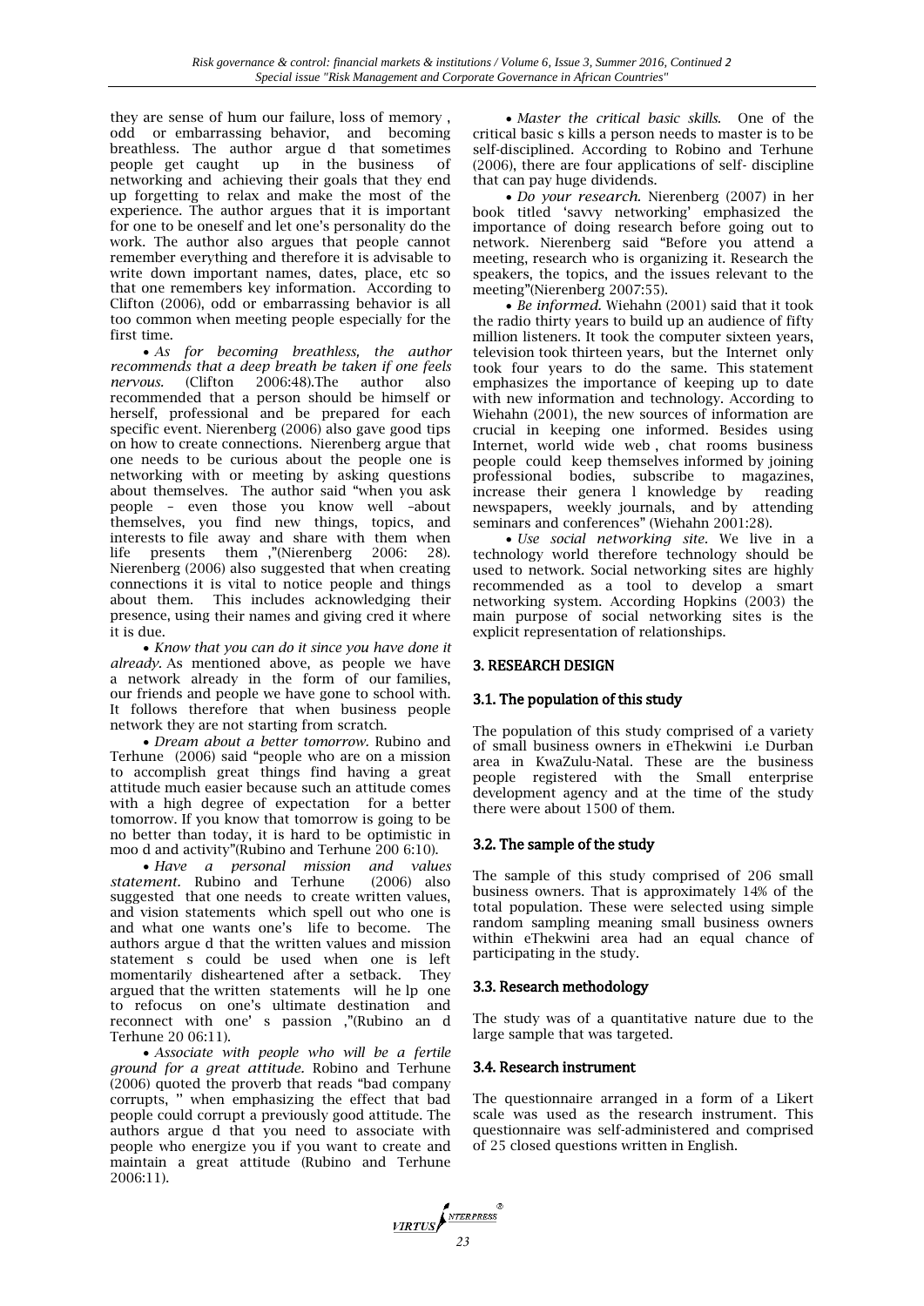they are sense of hum our failure, loss of memory , odd or embarrassing behavior, and becoming breathless. The author argue d that sometimes people get caught up in the business of networking and achieving their goals that they end up forgetting to relax and make the most of the experience. The author argues that it is important for one to be oneself and let one's personality do the work. The author also argues that people cannot remember everything and therefore it is advisable to write down important names, dates, place, etc so that one remembers key information. According to Clifton (2006), odd or embarrassing behavior is all too common when meeting people especially for the first time.

- *As for becoming breathless, the author recommends that a deep breath be taken if one feels nervous.* (Clifton 2006:48).The author also recommended that a person should be himself or herself, professional and be prepared for each specific event. Nierenberg (2006) also gave good tips on how to create connections. Nierenberg argue that one needs to be curious about the people one is networking with or meeting by asking questions about themselves. The author said "when you ask people – even those you know well –about themselves, you find new things, topics, and interests to file away and share with them when life presents them ,"(Nierenberg 2006: 28). Nierenberg (2006) also suggested that when creating connections it is vital to notice people and things about them. This includes acknowledging their presence, using their names and giving cred it where it is due.
- *Know that you can do it since you have done it already.* As mentioned above, as people we have a network already in the form of our families, our friends and people we have gone to school with. It follows therefore that when business people network they are not starting from scratch.
- *Dream about a better tomorrow.* Rubino and Terhune (2006) said "people who are on a mission to accomplish great things find having a great attitude much easier because such an attitude comes with a high degree of expectation for a better tomorrow. If you know that tomorrow is going to be no better than today, it is hard to be optimistic in moo d and activity"(Rubino and Terhune 200 6:10).
- *Have a personal mission and values statement.* Rubino and Terhune (2006) also suggested that one needs to create written values, and vision statements which spell out who one is and what one wants one's life to become. The authors argue d that the written values and mission statement s could be used when one is left momentarily disheartened after a setback. They argued that the written statements will he lp one to refocus on one's ultimate destination and reconnect with one' s passion ,"(Rubino an d Terhune 20 06:11).
- *Associate with people who will be a fertile ground for a great attitude.* Robino and Terhune (2006) quoted the proverb that reads "bad company corrupts, " when emphasizing the effect that bad people could corrupt a previously good attitude. The authors argue d that you need to associate with people who energize you if you want to create and maintain a great attitude (Rubino and Terhune 2006:11).
- *Master the critical basic skills.* One of the critical basic s kills a person needs to master is to be self-disciplined. According to Robino and Terhune (2006), there are four applications of self- discipline that can pay huge dividends.
- *Do your research.* Nierenberg (2007) in her book titled 'savvy networking' emphasized the importance of doing research before going out to network. Nierenberg said "Before you attend a meeting, research who is organizing it. Research the speakers, the topics, and the issues relevant to the meeting"(Nierenberg 2007:55).
- *Be informed.* Wiehahn (2001) said that it took the radio thirty years to build up an audience of fifty million listeners. It took the computer sixteen years, television took thirteen years, but the Internet only took four years to do the same. This statement emphasizes the importance of keeping up to date with new information and technology. According to Wiehahn (2001), the new sources of information are crucial in keeping one informed. Besides using Internet, world wide web , chat rooms business people could keep themselves informed by joining professional bodies, subscribe to magazines, increase their genera l knowledge by reading newspapers, weekly journals, and by attending seminars and conferences" (Wiehahn 2001:28).
- *Use social networking site.* We live in a technology world therefore technology should be used to network. Social networking sites are highly recommended as a tool to develop a smart networking system. According Hopkins (2003) the main purpose of social networking sites is the explicit representation of relationships.

## 3. RESEARCH DESIGN

### 3.1. The population of this study

The population of this study comprised of a variety of small business owners in eThekwini i.e Durban area in KwaZulu-Natal. These are the business people registered with the Small enterprise development agency and at the time of the study there were about 1500 of them.

### 3.2. The sample of the study

The sample of this study comprised of 206 small business owners. That is approximately 14% of the total population. These were selected using simple random sampling meaning small business owners within eThekwini area had an equal chance of participating in the study.

### 3.3. Research methodology

The study was of a quantitative nature due to the large sample that was targeted.

### 3.4. Research instrument

The questionnaire arranged in a form of a Likert scale was used as the research instrument. This questionnaire was self-administered and comprised of 25 closed questions written in English.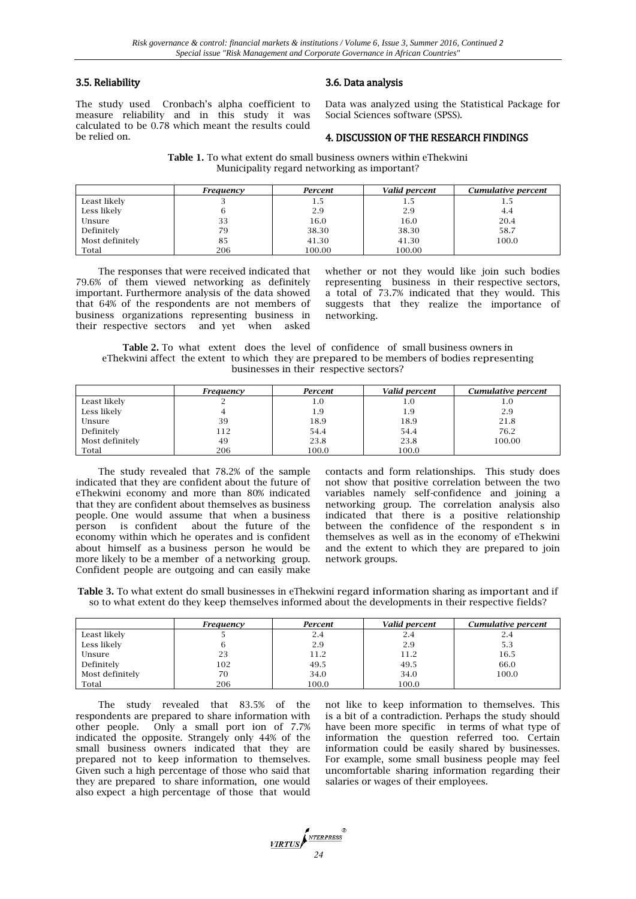### 3.5. Reliability

The study used Cronbach's alpha coefficient to measure reliability and in this study it was calculated to be 0.78 which meant the results could be relied on.

### 3.6. Data analysis

Data was analyzed using the Statistical Package for Social Sciences software (SPSS).

## 4. DISCUSSION OF THE RESEARCH FINDINGS

**Table 1.** To what extent do small business owners within eThekwini Municipality regard networking as important?

| | *Frequency* | *Percent* | *Valid percent* | *Cumulative percent* |
|---|---|---|---|---|
| Least likely | 3 | 1.5 | 1.5 | 1.5 |
| Less likely | 6 | 2.9 | 2.9 | 4.4 |
| Unsure | 33 | 16.0 | 16.0 | 20.4 |
| Definitely | 79 | 38.30 | 38.30 | 58.7 |
| Most definitely | 85 | 41.30 | 41.30 | 100.0 |
| Total | 206 | 100.00 | 100.00 | |

The responses that were received indicated that 79.6% of them viewed networking as definitely important. Furthermore analysis of the data showed that 64% of the respondents are not members of business organizations representing business in their respective sectors and yet when asked whether or not they would like join such bodies representing business in their respective sectors, a total of 73.7% indicated that they would. This suggests that they realize the importance of networking.

**Table 2.** To what extent does the level of confidence of small business owners in eThekwini affect the extent to which they are prepared to be members of bodies representing businesses in their respective sectors?

| | *Frequency* | *Percent* | *Valid percent* | *Cumulative percent* |
|---|---|---|---|---|
| Least likely | 2 | 1.0 | 1.0 | 1.0 |
| Less likely | 4 | 1.9 | 1.9 | 2.9 |
| Unsure | 39 | 18.9 | 18.9 | 21.8 |
| Definitely | 112 | 54.4 | 54.4 | 76.2 |
| Most definitely | 49 | 23.8 | 23.8 | 100.00 |
| Total | 206 | 100.0 | 100.0 | |

The study revealed that 78.2% of the sample indicated that they are confident about the future of eThekwini economy and more than 80% indicated that they are confident about themselves as business people. One would assume that when a business person is confident about the future of the economy within which he operates and is confident about himself as a business person he would be more likely to be a member of a networking group. Confident people are outgoing and can easily make contacts and form relationships. This study does not show that positive correlation between the two variables namely self-confidence and joining a networking group. The correlation analysis also indicated that there is a positive relationship between the confidence of the respondent s in themselves as well as in the economy of eThekwini and the extent to which they are prepared to join network groups.

**Table 3.** To what extent do small businesses in eThekwini regard information sharing as important and if so to what extent do they keep themselves informed about the developments in their respective fields?

| | *Frequency* | *Percent* | *Valid percent* | *Cumulative percent* |
|---|---|---|---|---|
| Least likely | 5 | 2.4 | 2.4 | 2.4 |
| Less likely | 6 | 2.9 | 2.9 | 5.3 |
| Unsure | 23 | 11.2 | 11.2 | 16.5 |
| Definitely | 102 | 49.5 | 49.5 | 66.0 |
| Most definitely | 70 | 34.0 | 34.0 | 100.0 |
| Total | 206 | 100.0 | 100.0 | |

The study revealed that 83.5% of the respondents are prepared to share information with other people. Only a small port ion of 7.7% indicated the opposite. Strangely only 44% of the small business owners indicated that they are prepared not to keep information to themselves. Given such a high percentage of those who said that they are prepared to share information, one would also expect a high percentage of those that would not like to keep information to themselves. This is a bit of a contradiction. Perhaps the study should have been more specific in terms of what type of information the question referred too. Certain information could be easily shared by businesses. For example, some small business people may feel uncomfortable sharing information regarding their salaries or wages of their employees.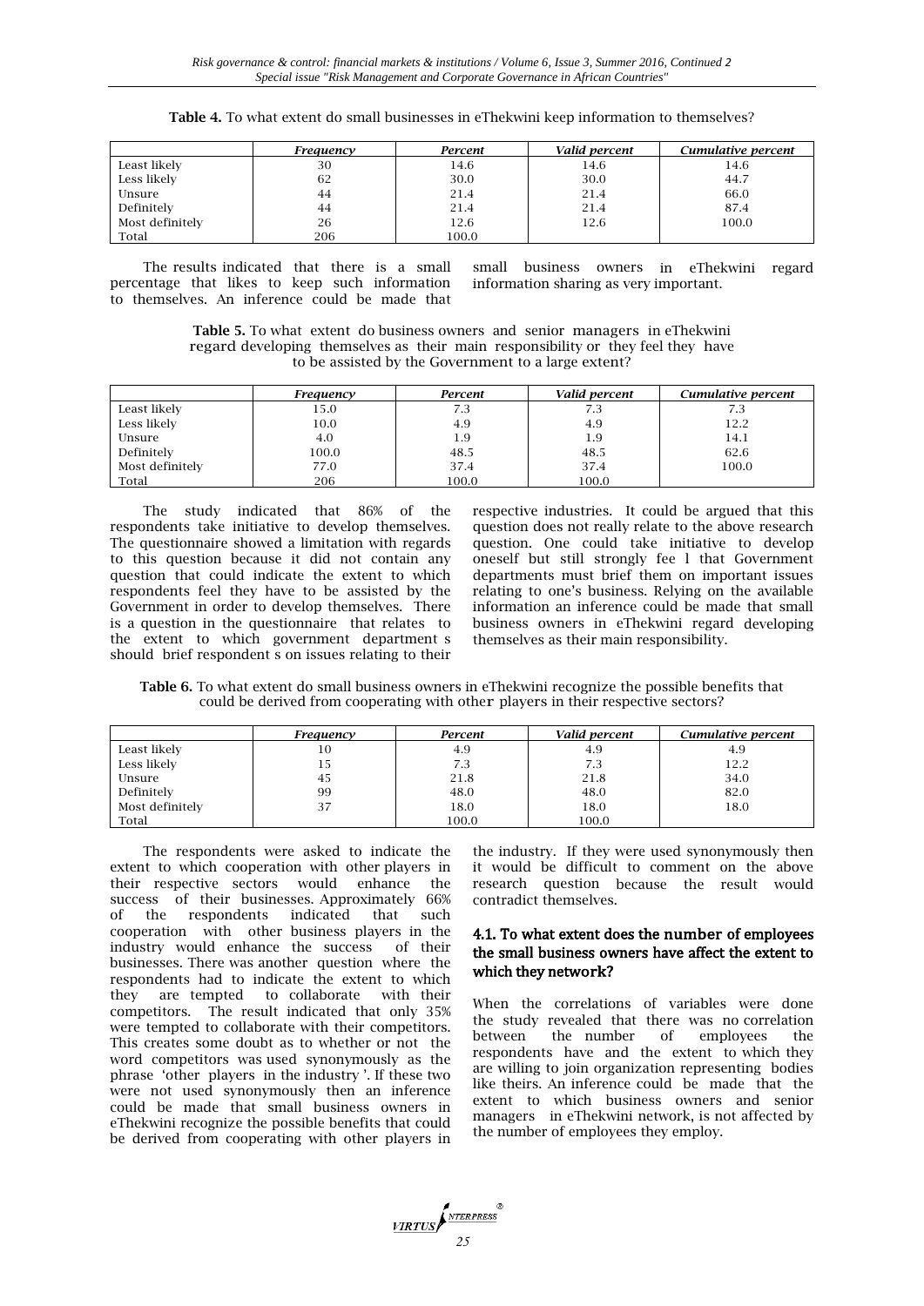**Table 4.** To what extent do small businesses in eThekwini keep information to themselves?

| | *Frequency* | *Percent* | *Valid percent* | *Cumulative percent* |
|---|---|---|---|---|
| Least likely | 30 | 14.6 | 14.6 | 14.6 |
| Less likely | 62 | 30.0 | 30.0 | 44.7 |
| Unsure | 44 | 21.4 | 21.4 | 66.0 |
| Definitely | 44 | 21.4 | 21.4 | 87.4 |
| Most definitely | 26 | 12.6 | 12.6 | 100.0 |
| Total | 206 | 100.0 | | |

The results indicated that there is a small percentage that likes to keep such information to themselves. An inference could be made that small business owners in eThekwini regard information sharing as very important.

**Table 5.** To what extent do business owners and senior managers in eThekwini regard developing themselves as their main responsibility or they feel they have to be assisted by the Government to a large extent?

| | *Frequency* | *Percent* | *Valid percent* | *Cumulative percent* |
|---|---|---|---|---|
| Least likely | 15.0 | 7.3 | 7.3 | 7.3 |
| Less likely | 10.0 | 4.9 | 4.9 | 12.2 |
| Unsure | 4.0 | 1.9 | 1.9 | 14.1 |
| Definitely | 100.0 | 48.5 | 48.5 | 62.6 |
| Most definitely | 77.0 | 37.4 | 37.4 | 100.0 |
| Total | 206 | 100.0 | 100.0 | |

The study indicated that 86% of the respondents take initiative to develop themselves. The questionnaire showed a limitation with regards to this question because it did not contain any question that could indicate the extent to which respondents feel they have to be assisted by the Government in order to develop themselves. There is a question in the questionnaire that relates to the extent to which government department s should brief respondent s on issues relating to their respective industries. It could be argued that this question does not really relate to the above research question. One could take initiative to develop oneself but still strongly fee l that Government departments must brief them on important issues relating to one's business. Relying on the available information an inference could be made that small business owners in eThekwini regard developing themselves as their main responsibility.

**Table 6.** To what extent do small business owners in eThekwini recognize the possible benefits that could be derived from cooperating with other players in their respective sectors?

| | *Frequency* | *Percent* | *Valid percent* | *Cumulative percent* |
|---|---|---|---|---|
| Least likely | 10 | 4.9 | 4.9 | 4.9 |
| Less likely | 15 | 7.3 | 7.3 | 12.2 |
| Unsure | 45 | 21.8 | 21.8 | 34.0 |
| Definitely | 99 | 48.0 | 48.0 | 82.0 |
| Most definitely | 37 | 18.0 | 18.0 | 18.0 |
| Total | | 100.0 | 100.0 | |

The respondents were asked to indicate the extent to which cooperation with other players in their respective sectors would enhance the success of their businesses. Approximately 66% of the respondents indicated that such cooperation with other business players in the industry would enhance the success of their businesses. There was another question where the respondents had to indicate the extent to which they are tempted to collaborate with their competitors. The result indicated that only 35% were tempted to collaborate with their competitors. This creates some doubt as to whether or not the word competitors was used synonymously as the phrase 'other players in the industry '. If these two were not used synonymously then an inference could be made that small business owners in eThekwini recognize the possible benefits that could be derived from cooperating with other players in the industry. If they were used synonymously then it would be difficult to comment on the above research question because the result would contradict themselves.

### 4.1. To what extent does the number of employees the small business owners have affect the extent to which they network?

When the correlations of variables were done the study revealed that there was no correlation between the number of employees the respondents have and the extent to which they are willing to join organization representing bodies like theirs. An inference could be made that the extent to which business owners and senior managers in eThekwini network, is not affected by the number of employees they employ.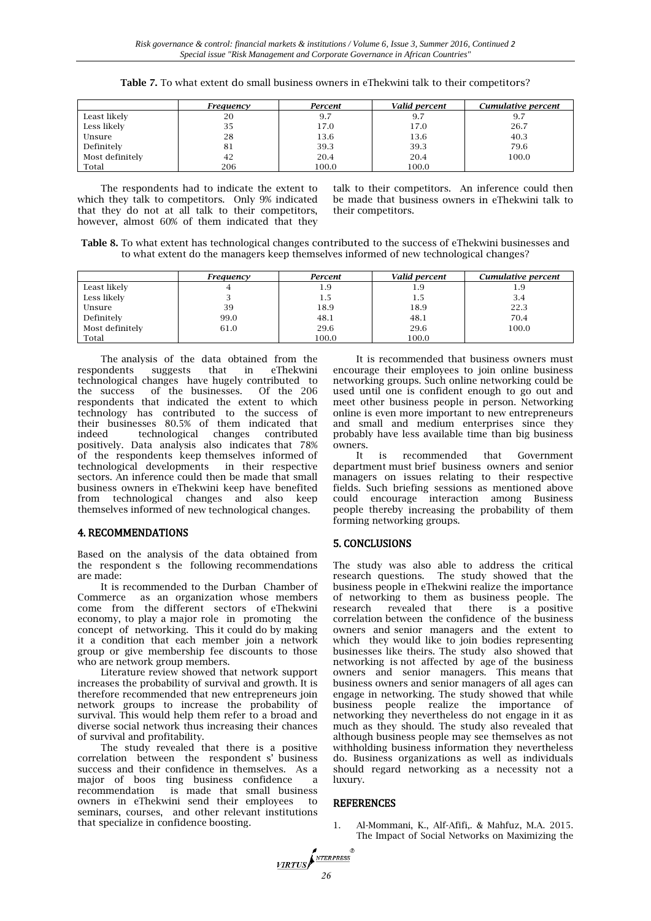**Table 7.** To what extent do small business owners in eThekwini talk to their competitors?

| | *Frequency* | *Percent* | *Valid percent* | *Cumulative percent* |
|---|---|---|---|---|
| Least likely | 20 | 9.7 | 9.7 | 9.7 |
| Less likely | 35 | 17.0 | 17.0 | 26.7 |
| Unsure | 28 | 13.6 | 13.6 | 40.3 |
| Definitely | 81 | 39.3 | 39.3 | 79.6 |
| Most definitely | 42 | 20.4 | 20.4 | 100.0 |
| Total | 206 | 100.0 | 100.0 | |

The respondents had to indicate the extent to which they talk to competitors. Only 9% indicated that they do not at all talk to their competitors, however, almost 60% of them indicated that they talk to their competitors. An inference could then be made that business owners in eThekwini talk to their competitors.

**Table 8.** To what extent has technological changes contributed to the success of eThekwini businesses and to what extent do the managers keep themselves informed of new technological changes?

| | *Frequency* | *Percent* | *Valid percent* | *Cumulative percent* |
|---|---|---|---|---|
| Least likely | 4 | 1.9 | 1.9 | 1.9 |
| Less likely | 3 | 1.5 | 1.5 | 3.4 |
| Unsure | 39 | 18.9 | 18.9 | 22.3 |
| Definitely | 99.0 | 48.1 | 48.1 | 70.4 |
| Most definitely | 61.0 | 29.6 | 29.6 | 100.0 |
| Total | | 100.0 | 100.0 | |

The analysis of the data obtained from the respondents suggests that in eThekwini technological changes have hugely contributed to the success of the businesses. Of the 206 respondents that indicated the extent to which technology has contributed to the success of their businesses 80.5% of them indicated that indeed technological changes contributed positively. Data analysis also indicates that 78% of the respondents keep themselves informed of technological developments in their respective sectors. An inference could then be made that small business owners in eThekwini keep have benefited from technological changes and also keep themselves informed of new technological changes.

## 4. RECOMMENDATIONS

Based on the analysis of the data obtained from the respondent s the following recommendations are made:

It is recommended to the Durban Chamber of Commerce as an organization whose members come from the different sectors of eThekwini economy, to play a major role in promoting the concept of networking. This it could do by making it a condition that each member join a network group or give membership fee discounts to those who are network group members.

Literature review showed that network support increases the probability of survival and growth. It is therefore recommended that new entrepreneurs join network groups to increase the probability of survival. This would help them refer to a broad and diverse social network thus increasing their chances of survival and profitability.

The study revealed that there is a positive correlation between the respondent s' business success and their confidence in themselves. As a major of boos ting business confidence a recommendation is made that small business owners in eThekwini send their employees to seminars, courses, and other relevant institutions that specialize in confidence boosting.

It is recommended that business owners must encourage their employees to join online business networking groups. Such online networking could be used until one is confident enough to go out and meet other business people in person. Networking online is even more important to new entrepreneurs and small and medium enterprises since they probably have less available time than big business owners.

It is recommended that Government department must brief business owners and senior managers on issues relating to their respective fields. Such briefing sessions as mentioned above could encourage interaction among Business people thereby increasing the probability of them forming networking groups.

## 5. CONCLUSIONS

The study was also able to address the critical research questions. The study showed that the business people in eThekwini realize the importance of networking to them as business people. The research revealed that there is a positive correlation between the confidence of the business owners and senior managers and the extent to which they would like to join bodies representing businesses like theirs. The study also showed that networking is not affected by age of the business owners and senior managers. This means that business owners and senior managers of all ages can engage in networking. The study showed that while business people realize the importance of networking they nevertheless do not engage in it as much as they should. The study also revealed that although business people may see themselves as not withholding business information they nevertheless do. Business organizations as well as individuals should regard networking as a necessity not a luxury.

## REFERENCES

1. Al-Mommani, K., Alf-Afifi,. & Mahfuz, M.A. 2015. The Impact of Social Networks on Maximizing the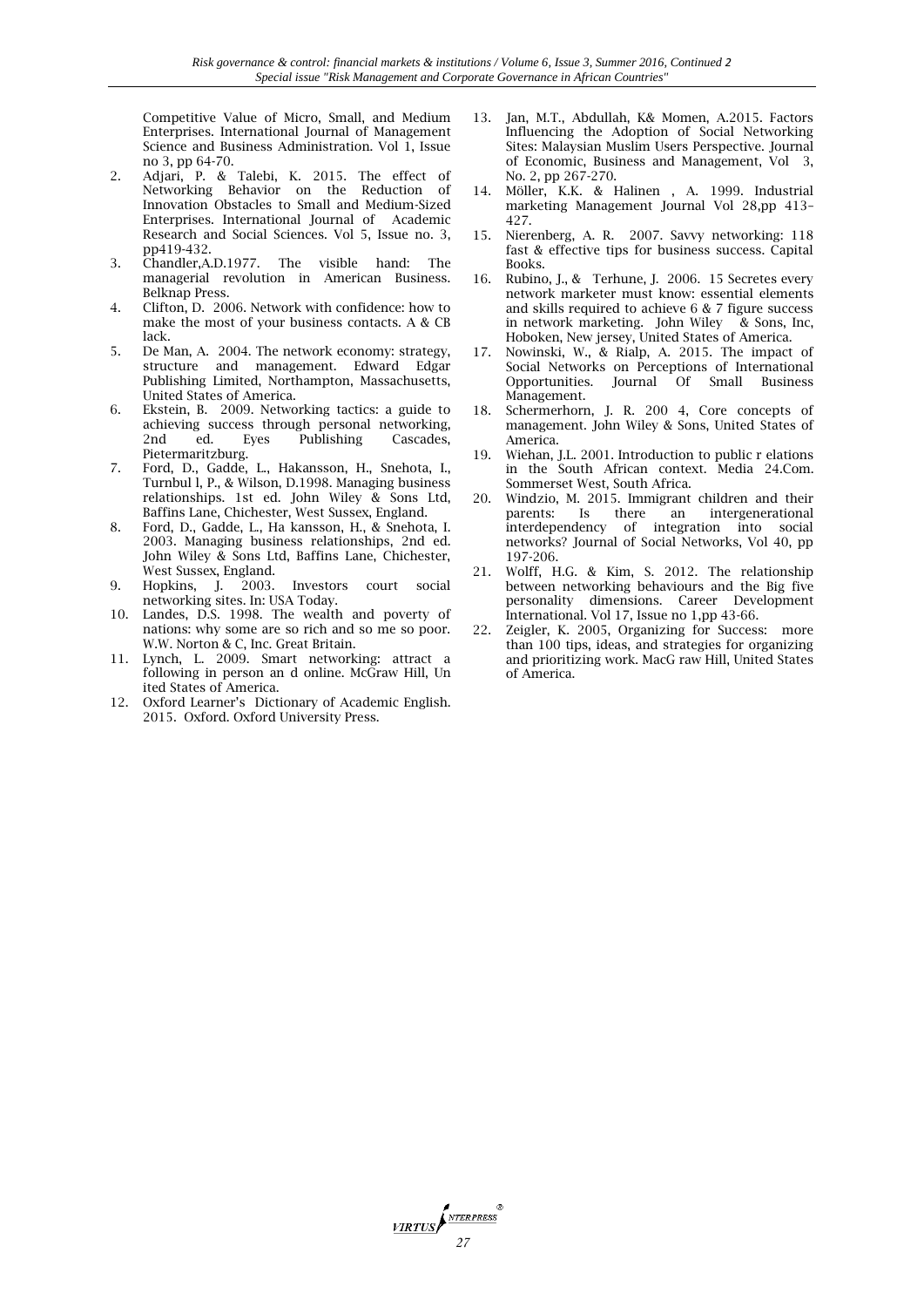Competitive Value of Micro, Small, and Medium Enterprises. International Journal of Management Science and Business Administration. Vol 1, Issue no 3, pp 64-70.

2. Adjari, P. & Talebi, K. 2015. The effect of Networking Behavior on the Reduction of Innovation Obstacles to Small and Medium-Sized Enterprises. International Journal of Academic Research and Social Sciences. Vol 5, Issue no. 3, pp419-432.
3. Chandler,A.D.1977. The visible hand: The managerial revolution in American Business. Belknap Press.
4. Clifton, D. 2006. Network with confidence: how to make the most of your business contacts. A & CB lack.
5. De Man, A. 2004. The network economy: strategy, structure and management. Edward Edgar Publishing Limited, Northampton, Massachusetts, United States of America.
6. Ekstein, B. 2009. Networking tactics: a guide to achieving success through personal networking, 2nd ed. Eyes Publishing Cascades, Pietermaritzburg.
7. Ford, D., Gadde, L., Hakansson, H., Snehota, I., Turnbul l, P., & Wilson, D.1998. Managing business relationships. 1st ed. John Wiley & Sons Ltd, Baffins Lane, Chichester, West Sussex, England.
8. Ford, D., Gadde, L., Ha kansson, H., & Snehota, I. 2003. Managing business relationships, 2nd ed. John Wiley & Sons Ltd, Baffins Lane, Chichester, West Sussex, England.
9. Hopkins, J. 2003. Investors court social networking sites. In: USA Today.
10. Landes, D.S. 1998. The wealth and poverty of nations: why some are so rich and so me so poor. W.W. Norton & C, Inc. Great Britain.
11. Lynch, L. 2009. Smart networking: attract a following in person an d online. McGraw Hill, Un ited States of America.
12. Oxford Learner's Dictionary of Academic English. 2015. Oxford. Oxford University Press.
13. Jan, M.T., Abdullah, K& Momen, A.2015. Factors Influencing the Adoption of Social Networking Sites: Malaysian Muslim Users Perspective. Journal of Economic, Business and Management, Vol 3, No. 2, pp 267-270.
14. Möller, K.K. & Halinen , A. 1999. Industrial marketing Management Journal Vol 28,pp 413–427.
15. Nierenberg, A. R. 2007. Savvy networking: 118 fast & effective tips for business success. Capital Books.
16. Rubino, J., & Terhune, J. 2006. 15 Secretes every network marketer must know: essential elements and skills required to achieve 6 & 7 figure success in network marketing. John Wiley & Sons, Inc, Hoboken, New jersey, United States of America.
17. Nowinski, W., & Rialp, A. 2015. The impact of Social Networks on Perceptions of International Opportunities. Journal Of Small Business Management.
18. Schermerhorn, J. R. 200 4, Core concepts of management. John Wiley & Sons, United States of America.
19. Wiehan, J.L. 2001. Introduction to public r elations in the South African context. Media 24.Com. Sommerset West, South Africa.
20. Windzio, M. 2015. Immigrant children and their parents: Is there an intergenerational interdependency of integration into social networks? Journal of Social Networks, Vol 40, pp 197-206.
21. Wolff, H.G. & Kim, S. 2012. The relationship between networking behaviours and the Big five personality dimensions. Career Development International. Vol 17, Issue no 1,pp 43-66.
22. Zeigler, K. 2005, Organizing for Success: more than 100 tips, ideas, and strategies for organizing and prioritizing work. MacG raw Hill, United States of America.